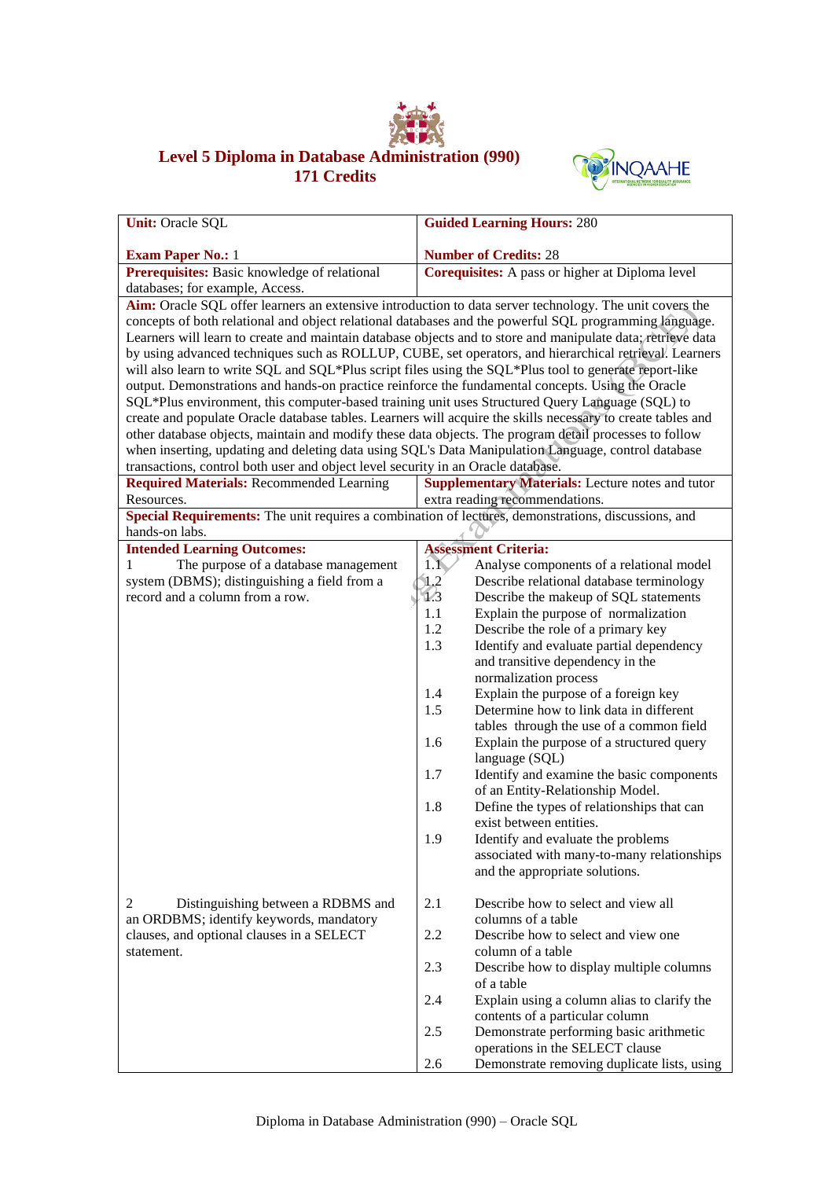# Level 5 Diploma in Database Administration (990)
## 171 Credits

| **Unit:** Oracle SQL<br><br>**Exam Paper No.:** 1 | **Guided Learning Hours:** 280<br><br>**Number of Credits:** 28 |
|---|---|
| **Prerequisites:** Basic knowledge of relational databases; for example, Access. | **Corequisites:** A pass or higher at Diploma level |
| **Aim:** Oracle SQL offer learners an extensive introduction to data server technology. The unit covers the concepts of both relational and object relational databases and the powerful SQL programming language. Learners will learn to create and maintain database objects and to store and manipulate data; retrieve data by using advanced techniques such as ROLLUP, CUBE, set operators, and hierarchical retrieval. Learners will also learn to write SQL and SQL*Plus script files using the SQL*Plus tool to generate report-like output. Demonstrations and hands-on practice reinforce the fundamental concepts. Using the Oracle SQL*Plus environment, this computer-based training unit uses Structured Query Language (SQL) to create and populate Oracle database tables. Learners will acquire the skills necessary to create tables and other database objects, maintain and modify these data objects. The program detail processes to follow when inserting, updating and deleting data using SQL's Data Manipulation Language, control database transactions, control both user and object level security in an Oracle database. | |
| **Required Materials:** Recommended Learning Resources. | **Supplementary Materials:** Lecture notes and tutor extra reading recommendations. |
| **Special Requirements:** The unit requires a combination of lectures, demonstrations, discussions, and hands-on labs. | |
| **Intended Learning Outcomes:** | **Assessment Criteria:** |
| 1 The purpose of a database management system (DBMS); distinguishing a field from a record and a column from a row. | 1.1 Analyse components of a relational model<br>1.2 Describe relational database terminology<br>1.3 Describe the makeup of SQL statements<br>1.1 Explain the purpose of normalization<br>1.2 Describe the role of a primary key<br>1.3 Identify and evaluate partial dependency and transitive dependency in the normalization process<br>1.4 Explain the purpose of a foreign key<br>1.5 Determine how to link data in different tables through the use of a common field<br>1.6 Explain the purpose of a structured query language (SQL)<br>1.7 Identify and examine the basic components of an Entity-Relationship Model.<br>1.8 Define the types of relationships that can exist between entities.<br>1.9 Identify and evaluate the problems associated with many-to-many relationships and the appropriate solutions. |
| 2 Distinguishing between a RDBMS and an ORDBMS; identify keywords, mandatory clauses, and optional clauses in a SELECT statement. | 2.1 Describe how to select and view all columns of a table<br>2.2 Describe how to select and view one column of a table<br>2.3 Describe how to display multiple columns of a table<br>2.4 Explain using a column alias to clarify the contents of a particular column<br>2.5 Demonstrate performing basic arithmetic operations in the SELECT clause<br>2.6 Demonstrate removing duplicate lists, using |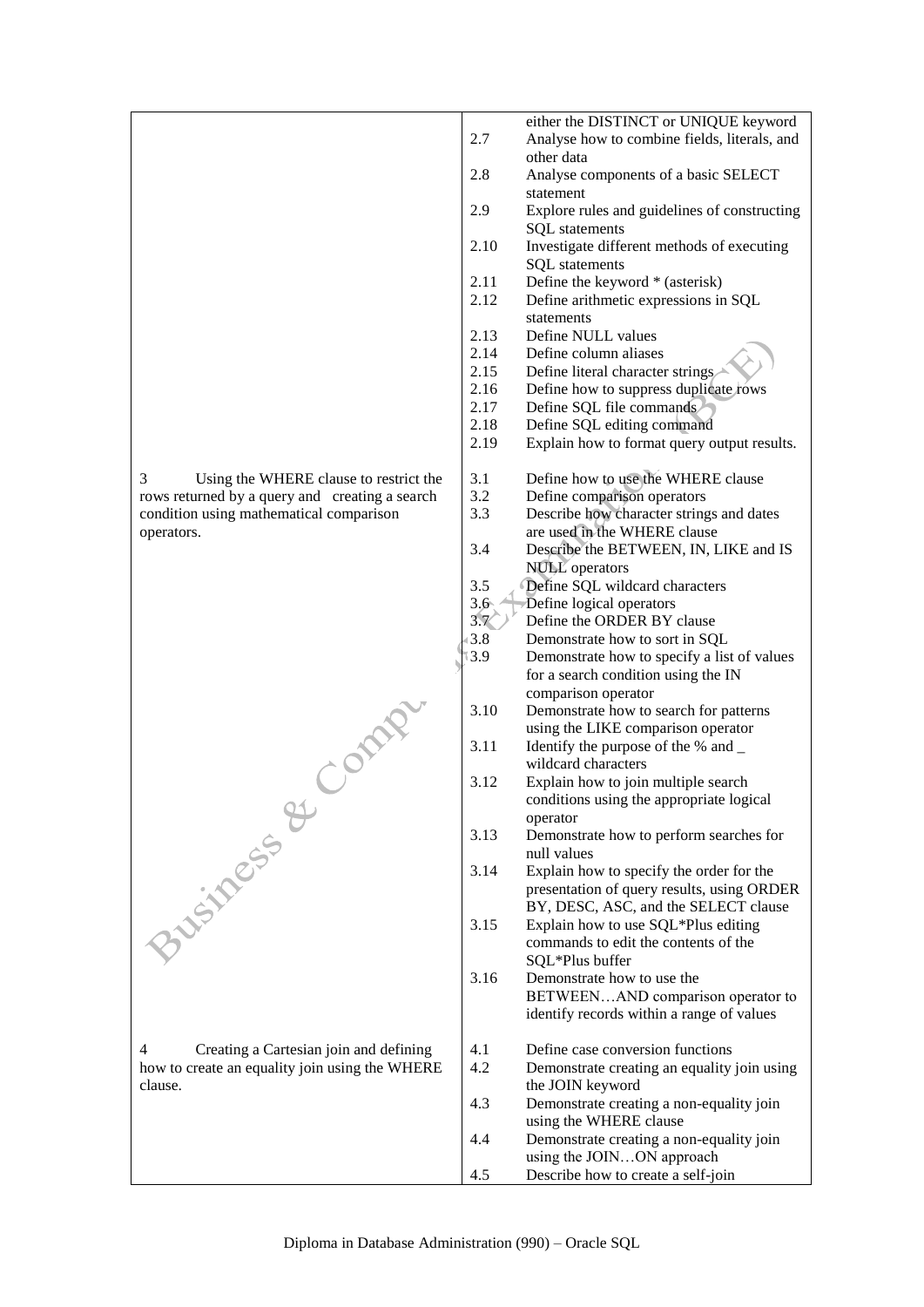| | | |
|---|---|---|
| | | either the DISTINCT or UNIQUE keyword |
| | 2.7 | Analyse how to combine fields, literals, and other data |
| | 2.8 | Analyse components of a basic SELECT statement |
| | 2.9 | Explore rules and guidelines of constructing SQL statements |
| | 2.10 | Investigate different methods of executing SQL statements |
| | 2.11 | Define the keyword * (asterisk) |
| | 2.12 | Define arithmetic expressions in SQL statements |
| | 2.13 | Define NULL values |
| | 2.14 | Define column aliases |
| | 2.15 | Define literal character strings |
| | 2.16 | Define how to suppress duplicate rows |
| | 2.17 | Define SQL file commands |
| | 2.18 | Define SQL editing command |
| | 2.19 | Explain how to format query output results. |
| 3 Using the WHERE clause to restrict the rows returned by a query and creating a search condition using mathematical comparison operators. | 3.1 | Define how to use the WHERE clause |
| | 3.2 | Define comparison operators |
| | 3.3 | Describe how character strings and dates are used in the WHERE clause |
| | 3.4 | Describe the BETWEEN, IN, LIKE and IS NULL operators |
| | 3.5 | Define SQL wildcard characters |
| | 3.6 | Define logical operators |
| | 3.7 | Define the ORDER BY clause |
| | 3.8 | Demonstrate how to sort in SQL |
| | 3.9 | Demonstrate how to specify a list of values for a search condition using the IN comparison operator |
| | 3.10 | Demonstrate how to search for patterns using the LIKE comparison operator |
| | 3.11 | Identify the purpose of the % and _ wildcard characters |
| | 3.12 | Explain how to join multiple search conditions using the appropriate logical operator |
| | 3.13 | Demonstrate how to perform searches for null values |
| | 3.14 | Explain how to specify the order for the presentation of query results, using ORDER BY, DESC, ASC, and the SELECT clause |
| | 3.15 | Explain how to use SQL*Plus editing commands to edit the contents of the SQL*Plus buffer |
| | 3.16 | Demonstrate how to use the BETWEEN…AND comparison operator to identify records within a range of values |
| 4 Creating a Cartesian join and defining how to create an equality join using the WHERE clause. | 4.1 | Define case conversion functions |
| | 4.2 | Demonstrate creating an equality join using the JOIN keyword |
| | 4.3 | Demonstrate creating a non-equality join using the WHERE clause |
| | 4.4 | Demonstrate creating a non-equality join using the JOIN…ON approach |
| | 4.5 | Describe how to create a self-join |

Diploma in Database Administration (990) – Oracle SQL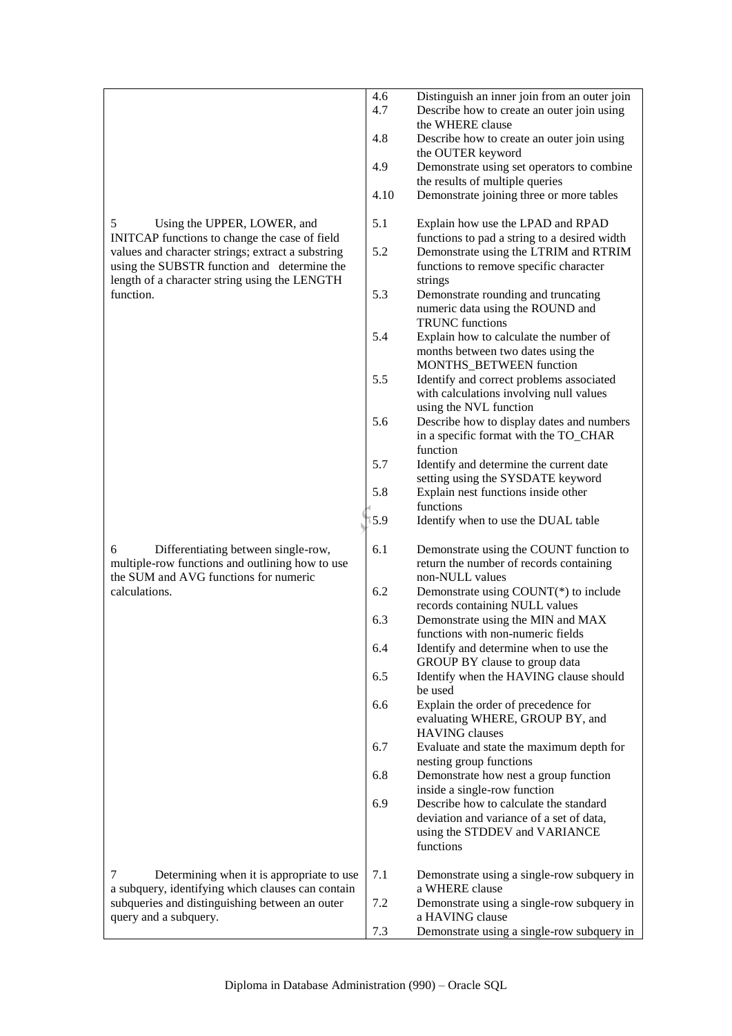| | | |
|---|---|---|
| | 4.6 | Distinguish an inner join from an outer join |
| | 4.7 | Describe how to create an outer join using the WHERE clause |
| | 4.8 | Describe how to create an outer join using the OUTER keyword |
| | 4.9 | Demonstrate using set operators to combine the results of multiple queries |
| | 4.10 | Demonstrate joining three or more tables |
| 5 Using the UPPER, LOWER, and INITCAP functions to change the case of field values and character strings; extract a substring using the SUBSTR function and determine the length of a character string using the LENGTH function. | 5.1 | Explain how use the LPAD and RPAD functions to pad a string to a desired width |
| | 5.2 | Demonstrate using the LTRIM and RTRIM functions to remove specific character strings |
| | 5.3 | Demonstrate rounding and truncating numeric data using the ROUND and TRUNC functions |
| | 5.4 | Explain how to calculate the number of months between two dates using the MONTHS_BETWEEN function |
| | 5.5 | Identify and correct problems associated with calculations involving null values using the NVL function |
| | 5.6 | Describe how to display dates and numbers in a specific format with the TO_CHAR function |
| | 5.7 | Identify and determine the current date setting using the SYSDATE keyword |
| | 5.8 | Explain nest functions inside other functions |
| | 5.9 | Identify when to use the DUAL table |
| 6 Differentiating between single-row, multiple-row functions and outlining how to use the SUM and AVG functions for numeric calculations. | 6.1 | Demonstrate using the COUNT function to return the number of records containing non-NULL values |
| | 6.2 | Demonstrate using COUNT(*) to include records containing NULL values |
| | 6.3 | Demonstrate using the MIN and MAX functions with non-numeric fields |
| | 6.4 | Identify and determine when to use the GROUP BY clause to group data |
| | 6.5 | Identify when the HAVING clause should be used |
| | 6.6 | Explain the order of precedence for evaluating WHERE, GROUP BY, and HAVING clauses |
| | 6.7 | Evaluate and state the maximum depth for nesting group functions |
| | 6.8 | Demonstrate how nest a group function inside a single-row function |
| | 6.9 | Describe how to calculate the standard deviation and variance of a set of data, using the STDDEV and VARIANCE functions |
| 7 Determining when it is appropriate to use a subquery, identifying which clauses can contain subqueries and distinguishing between an outer query and a subquery. | 7.1 | Demonstrate using a single-row subquery in a WHERE clause |
| | 7.2 | Demonstrate using a single-row subquery in a HAVING clause |
| | 7.3 | Demonstrate using a single-row subquery in |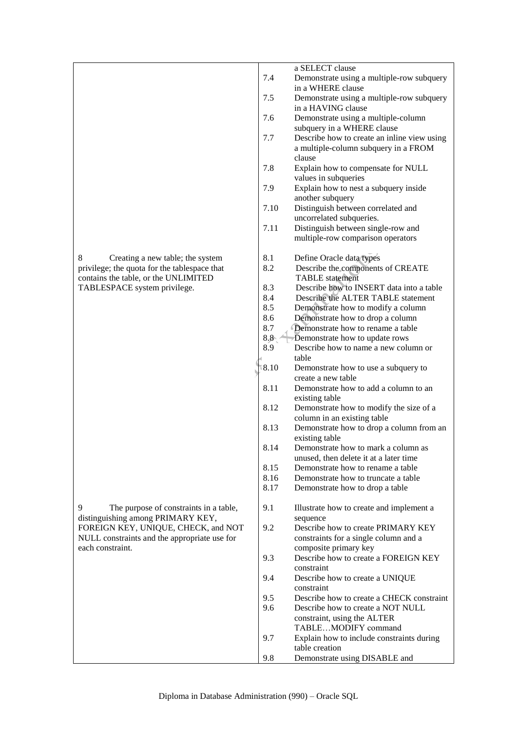| | | |
|---|---|---|
| | | a SELECT clause |
| | 7.4 | Demonstrate using a multiple-row subquery in a WHERE clause |
| | 7.5 | Demonstrate using a multiple-row subquery in a HAVING clause |
| | 7.6 | Demonstrate using a multiple-column subquery in a WHERE clause |
| | 7.7 | Describe how to create an inline view using a multiple-column subquery in a FROM clause |
| | 7.8 | Explain how to compensate for NULL values in subqueries |
| | 7.9 | Explain how to nest a subquery inside another subquery |
| | 7.10 | Distinguish between correlated and uncorrelated subqueries. |
| | 7.11 | Distinguish between single-row and multiple-row comparison operators |
| 8 Creating a new table; the system privilege; the quota for the tablespace that contains the table, or the UNLIMITED TABLESPACE system privilege. | 8.1 | Define Oracle data types |
| | 8.2 | Describe the components of CREATE TABLE statement |
| | 8.3 | Describe how to INSERT data into a table |
| | 8.4 | Describe the ALTER TABLE statement |
| | 8.5 | Demonstrate how to modify a column |
| | 8.6 | Demonstrate how to drop a column |
| | 8.7 | Demonstrate how to rename a table |
| | 8.8 | Demonstrate how to update rows |
| | 8.9 | Describe how to name a new column or table |
| | 8.10 | Demonstrate how to use a subquery to create a new table |
| | 8.11 | Demonstrate how to add a column to an existing table |
| | 8.12 | Demonstrate how to modify the size of a column in an existing table |
| | 8.13 | Demonstrate how to drop a column from an existing table |
| | 8.14 | Demonstrate how to mark a column as unused, then delete it at a later time |
| | 8.15 | Demonstrate how to rename a table |
| | 8.16 | Demonstrate how to truncate a table |
| | 8.17 | Demonstrate how to drop a table |
| 9 The purpose of constraints in a table, distinguishing among PRIMARY KEY, FOREIGN KEY, UNIQUE, CHECK, and NOT NULL constraints and the appropriate use for each constraint. | 9.1 | Illustrate how to create and implement a sequence |
| | 9.2 | Describe how to create PRIMARY KEY constraints for a single column and a composite primary key |
| | 9.3 | Describe how to create a FOREIGN KEY constraint |
| | 9.4 | Describe how to create a UNIQUE constraint |
| | 9.5 | Describe how to create a CHECK constraint |
| | 9.6 | Describe how to create a NOT NULL constraint, using the ALTER TABLE…MODIFY command |
| | 9.7 | Explain how to include constraints during table creation |
| | 9.8 | Demonstrate using DISABLE and |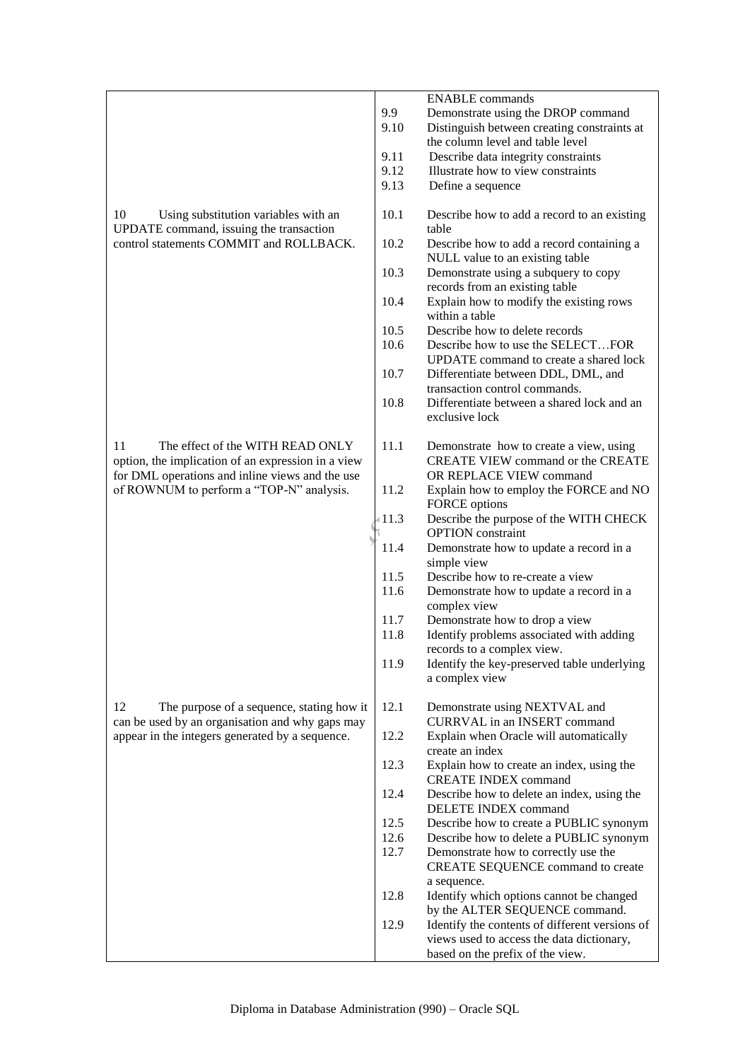| | | |
|---|---|---|
| | | ENABLE commands |
| | 9.9 | Demonstrate using the DROP command |
| | 9.10 | Distinguish between creating constraints at the column level and table level |
| | 9.11 | Describe data integrity constraints |
| | 9.12 | Illustrate how to view constraints |
| | 9.13 | Define a sequence |
| 10 Using substitution variables with an UPDATE command, issuing the transaction control statements COMMIT and ROLLBACK. | 10.1 | Describe how to add a record to an existing table |
| | 10.2 | Describe how to add a record containing a NULL value to an existing table |
| | 10.3 | Demonstrate using a subquery to copy records from an existing table |
| | 10.4 | Explain how to modify the existing rows within a table |
| | 10.5 | Describe how to delete records |
| | 10.6 | Describe how to use the SELECT…FOR UPDATE command to create a shared lock |
| | 10.7 | Differentiate between DDL, DML, and transaction control commands. |
| | 10.8 | Differentiate between a shared lock and an exclusive lock |
| 11 The effect of the WITH READ ONLY option, the implication of an expression in a view for DML operations and inline views and the use of ROWNUM to perform a "TOP-N" analysis. | 11.1 | Demonstrate how to create a view, using CREATE VIEW command or the CREATE OR REPLACE VIEW command |
| | 11.2 | Explain how to employ the FORCE and NO FORCE options |
| | 11.3 | Describe the purpose of the WITH CHECK OPTION constraint |
| | 11.4 | Demonstrate how to update a record in a simple view |
| | 11.5 | Describe how to re-create a view |
| | 11.6 | Demonstrate how to update a record in a complex view |
| | 11.7 | Demonstrate how to drop a view |
| | 11.8 | Identify problems associated with adding records to a complex view. |
| | 11.9 | Identify the key-preserved table underlying a complex view |
| 12 The purpose of a sequence, stating how it can be used by an organisation and why gaps may appear in the integers generated by a sequence. | 12.1 | Demonstrate using NEXTVAL and CURRVAL in an INSERT command |
| | 12.2 | Explain when Oracle will automatically create an index |
| | 12.3 | Explain how to create an index, using the CREATE INDEX command |
| | 12.4 | Describe how to delete an index, using the DELETE INDEX command |
| | 12.5 | Describe how to create a PUBLIC synonym |
| | 12.6 | Describe how to delete a PUBLIC synonym |
| | 12.7 | Demonstrate how to correctly use the CREATE SEQUENCE command to create a sequence. |
| | 12.8 | Identify which options cannot be changed by the ALTER SEQUENCE command. |
| | 12.9 | Identify the contents of different versions of views used to access the data dictionary, based on the prefix of the view. |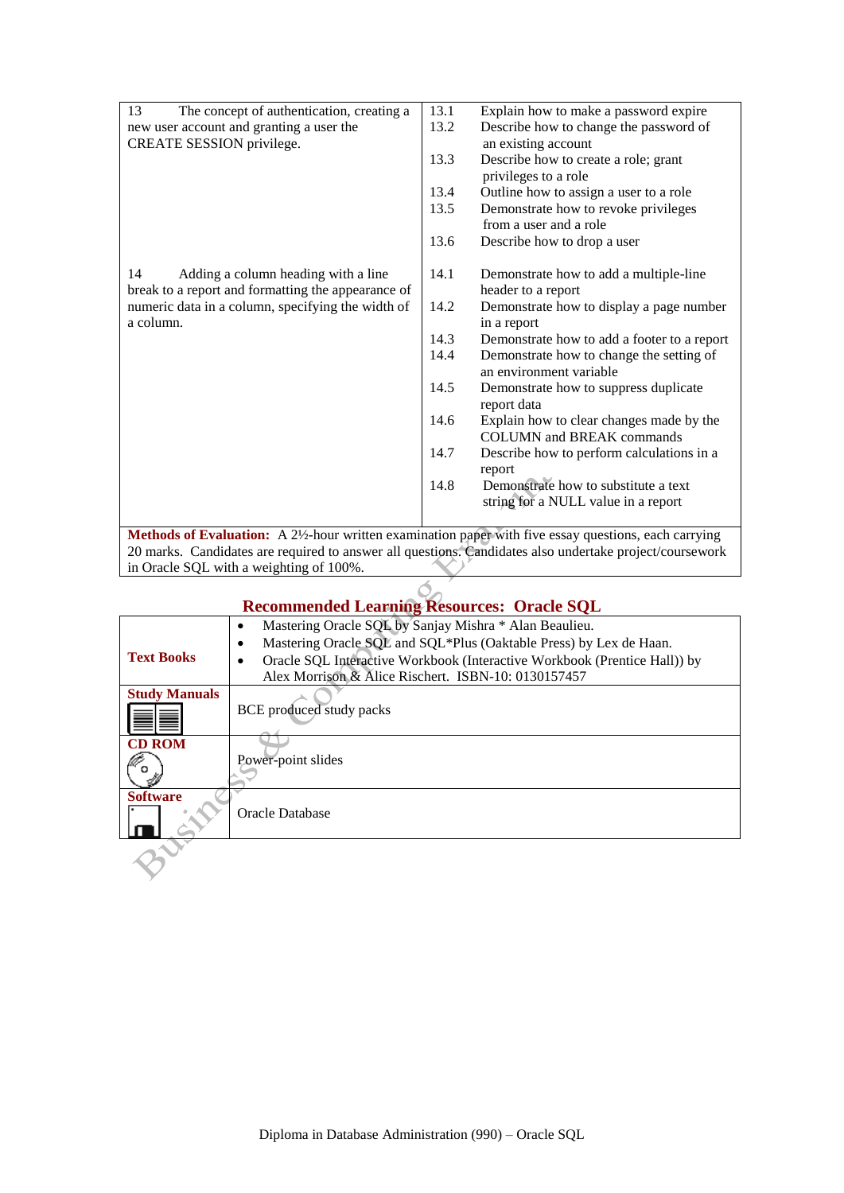| | |
|---|---|
| 13 The concept of authentication, creating a new user account and granting a user the CREATE SESSION privilege. | 13.1 Explain how to make a password expire<br>13.2 Describe how to change the password of an existing account<br>13.3 Describe how to create a role; grant privileges to a role<br>13.4 Outline how to assign a user to a role<br>13.5 Demonstrate how to revoke privileges from a user and a role<br>13.6 Describe how to drop a user |
| 14 Adding a column heading with a line break to a report and formatting the appearance of numeric data in a column, specifying the width of a column. | 14.1 Demonstrate how to add a multiple-line header to a report<br>14.2 Demonstrate how to display a page number in a report<br>14.3 Demonstrate how to add a footer to a report<br>14.4 Demonstrate how to change the setting of an environment variable<br>14.5 Demonstrate how to suppress duplicate report data<br>14.6 Explain how to clear changes made by the COLUMN and BREAK commands<br>14.7 Describe how to perform calculations in a report<br>14.8 Demonstrate how to substitute a text string for a NULL value in a report |

**Methods of Evaluation:** A 2½-hour written examination paper with five essay questions, each carrying 20 marks. Candidates are required to answer all questions. Candidates also undertake project/coursework in Oracle SQL with a weighting of 100%.

## Recommended Learning Resources: Oracle SQL

| | |
|---|---|
| **Text Books** | • Mastering Oracle SQL by Sanjay Mishra * Alan Beaulieu.<br>• Mastering Oracle SQL and SQL*Plus (Oaktable Press) by Lex de Haan.<br>• Oracle SQL Interactive Workbook (Interactive Workbook (Prentice Hall)) by Alex Morrison & Alice Rischert. ISBN-10: 0130157457 |
| **Study Manuals** | BCE produced study packs |
| **CD ROM** | Power-point slides |
| **Software** | Oracle Database |